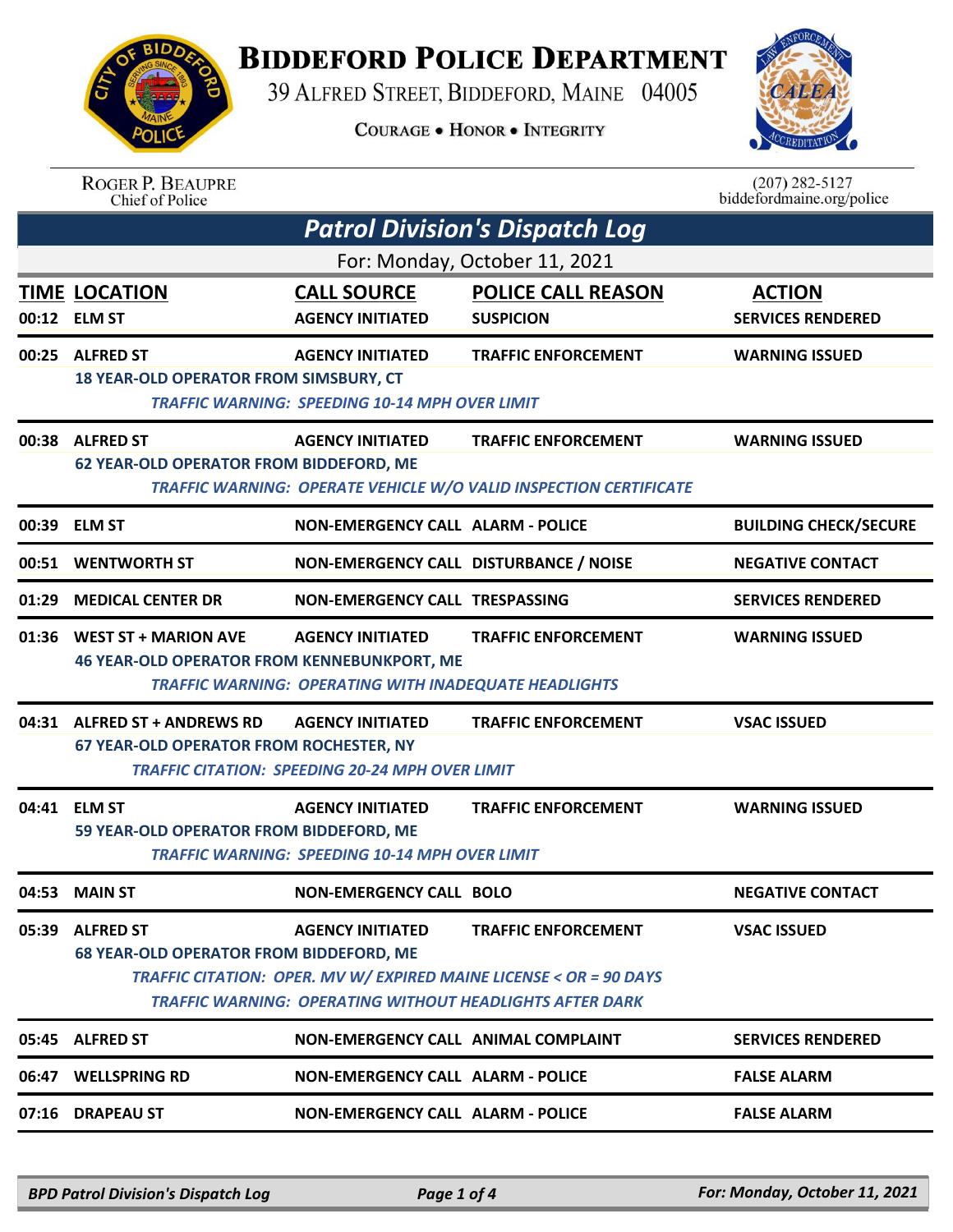# Biddeford Police Department

39 Alfred Street, Biddeford, Maine 04005

Courage • Honor • Integrity

Roger P. Beaupre
Chief of Police

(207) 282-5127
biddefordmaine.org/police

## Patrol Division's Dispatch Log

For: Monday, October 11, 2021

| TIME | LOCATION | CALL SOURCE | POLICE CALL REASON | ACTION |
|---|---|---|---|---|
| 00:12 | ELM ST | AGENCY INITIATED | SUSPICION | SERVICES RENDERED |
| 00:25 | ALFRED ST | AGENCY INITIATED | TRAFFIC ENFORCEMENT | WARNING ISSUED |
| | 18 YEAR-OLD OPERATOR FROM SIMSBURY, CT<br>*TRAFFIC WARNING: SPEEDING 10-14 MPH OVER LIMIT* | | | |
| 00:38 | ALFRED ST | AGENCY INITIATED | TRAFFIC ENFORCEMENT | WARNING ISSUED |
| | 62 YEAR-OLD OPERATOR FROM BIDDEFORD, ME<br>*TRAFFIC WARNING: OPERATE VEHICLE W/O VALID INSPECTION CERTIFICATE* | | | |
| 00:39 | ELM ST | NON-EMERGENCY CALL | ALARM - POLICE | BUILDING CHECK/SECURE |
| 00:51 | WENTWORTH ST | NON-EMERGENCY CALL | DISTURBANCE / NOISE | NEGATIVE CONTACT |
| 01:29 | MEDICAL CENTER DR | NON-EMERGENCY CALL | TRESPASSING | SERVICES RENDERED |
| 01:36 | WEST ST + MARION AVE | AGENCY INITIATED | TRAFFIC ENFORCEMENT | WARNING ISSUED |
| | 46 YEAR-OLD OPERATOR FROM KENNEBUNKPORT, ME<br>*TRAFFIC WARNING: OPERATING WITH INADEQUATE HEADLIGHTS* | | | |
| 04:31 | ALFRED ST + ANDREWS RD | AGENCY INITIATED | TRAFFIC ENFORCEMENT | VSAC ISSUED |
| | 67 YEAR-OLD OPERATOR FROM ROCHESTER, NY<br>*TRAFFIC CITATION: SPEEDING 20-24 MPH OVER LIMIT* | | | |
| 04:41 | ELM ST | AGENCY INITIATED | TRAFFIC ENFORCEMENT | WARNING ISSUED |
| | 59 YEAR-OLD OPERATOR FROM BIDDEFORD, ME<br>*TRAFFIC WARNING: SPEEDING 10-14 MPH OVER LIMIT* | | | |
| 04:53 | MAIN ST | NON-EMERGENCY CALL | BOLO | NEGATIVE CONTACT |
| 05:39 | ALFRED ST | AGENCY INITIATED | TRAFFIC ENFORCEMENT | VSAC ISSUED |
| | 68 YEAR-OLD OPERATOR FROM BIDDEFORD, ME<br>*TRAFFIC CITATION: OPER. MV W/ EXPIRED MAINE LICENSE < OR = 90 DAYS*<br>*TRAFFIC WARNING: OPERATING WITHOUT HEADLIGHTS AFTER DARK* | | | |
| 05:45 | ALFRED ST | NON-EMERGENCY CALL | ANIMAL COMPLAINT | SERVICES RENDERED |
| 06:47 | WELLSPRING RD | NON-EMERGENCY CALL | ALARM - POLICE | FALSE ALARM |
| 07:16 | DRAPEAU ST | NON-EMERGENCY CALL | ALARM - POLICE | FALSE ALARM |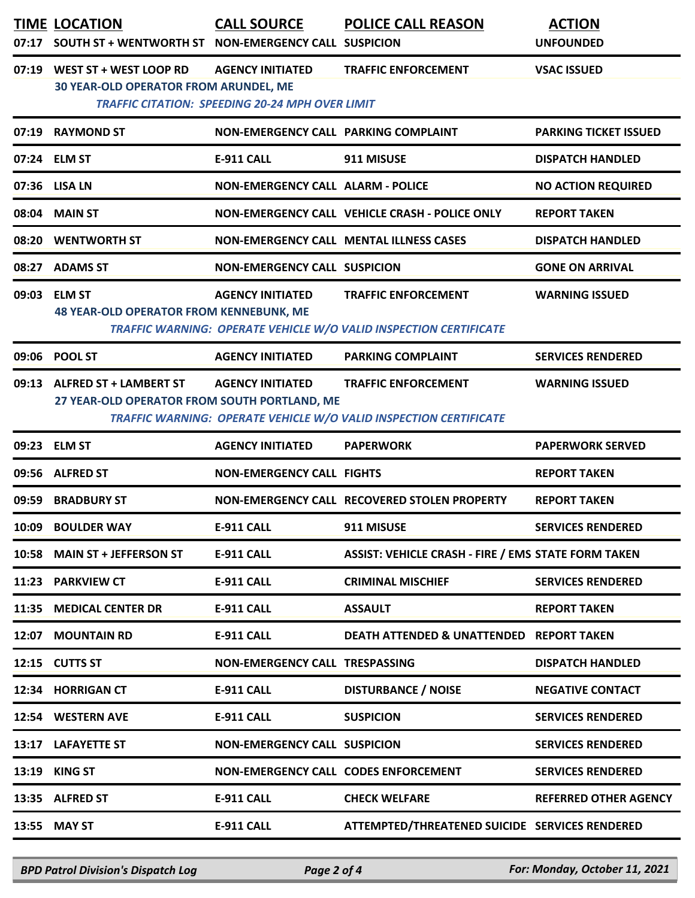| TIME | LOCATION | CALL SOURCE | POLICE CALL REASON | ACTION |
|---|---|---|---|---|
| 07:17 | SOUTH ST + WENTWORTH ST | NON-EMERGENCY CALL | SUSPICION | UNFOUNDED |
| 07:19 | WEST ST + WEST LOOP RD | AGENCY INITIATED | TRAFFIC ENFORCEMENT | VSAC ISSUED |
| | 30 YEAR-OLD OPERATOR FROM ARUNDEL, ME | | | |
| | TRAFFIC CITATION: SPEEDING 20-24 MPH OVER LIMIT | | | |
| 07:19 | RAYMOND ST | NON-EMERGENCY CALL | PARKING COMPLAINT | PARKING TICKET ISSUED |
| 07:24 | ELM ST | E-911 CALL | 911 MISUSE | DISPATCH HANDLED |
| 07:36 | LISA LN | NON-EMERGENCY CALL | ALARM - POLICE | NO ACTION REQUIRED |
| 08:04 | MAIN ST | NON-EMERGENCY CALL | VEHICLE CRASH - POLICE ONLY | REPORT TAKEN |
| 08:20 | WENTWORTH ST | NON-EMERGENCY CALL | MENTAL ILLNESS CASES | DISPATCH HANDLED |
| 08:27 | ADAMS ST | NON-EMERGENCY CALL | SUSPICION | GONE ON ARRIVAL |
| 09:03 | ELM ST | AGENCY INITIATED | TRAFFIC ENFORCEMENT | WARNING ISSUED |
| | 48 YEAR-OLD OPERATOR FROM KENNEBUNK, ME | | | |
| | | | TRAFFIC WARNING: OPERATE VEHICLE W/O VALID INSPECTION CERTIFICATE | |
| 09:06 | POOL ST | AGENCY INITIATED | PARKING COMPLAINT | SERVICES RENDERED |
| 09:13 | ALFRED ST + LAMBERT ST | AGENCY INITIATED | TRAFFIC ENFORCEMENT | WARNING ISSUED |
| | 27 YEAR-OLD OPERATOR FROM SOUTH PORTLAND, ME | | | |
| | | | TRAFFIC WARNING: OPERATE VEHICLE W/O VALID INSPECTION CERTIFICATE | |
| 09:23 | ELM ST | AGENCY INITIATED | PAPERWORK | PAPERWORK SERVED |
| 09:56 | ALFRED ST | NON-EMERGENCY CALL | FIGHTS | REPORT TAKEN |
| 09:59 | BRADBURY ST | NON-EMERGENCY CALL | RECOVERED STOLEN PROPERTY | REPORT TAKEN |
| 10:09 | BOULDER WAY | E-911 CALL | 911 MISUSE | SERVICES RENDERED |
| 10:58 | MAIN ST + JEFFERSON ST | E-911 CALL | ASSIST: VEHICLE CRASH - FIRE / EMS | STATE FORM TAKEN |
| 11:23 | PARKVIEW CT | E-911 CALL | CRIMINAL MISCHIEF | SERVICES RENDERED |
| 11:35 | MEDICAL CENTER DR | E-911 CALL | ASSAULT | REPORT TAKEN |
| 12:07 | MOUNTAIN RD | E-911 CALL | DEATH ATTENDED & UNATTENDED | REPORT TAKEN |
| 12:15 | CUTTS ST | NON-EMERGENCY CALL | TRESPASSING | DISPATCH HANDLED |
| 12:34 | HORRIGAN CT | E-911 CALL | DISTURBANCE / NOISE | NEGATIVE CONTACT |
| 12:54 | WESTERN AVE | E-911 CALL | SUSPICION | SERVICES RENDERED |
| 13:17 | LAFAYETTE ST | NON-EMERGENCY CALL | SUSPICION | SERVICES RENDERED |
| 13:19 | KING ST | NON-EMERGENCY CALL | CODES ENFORCEMENT | SERVICES RENDERED |
| 13:35 | ALFRED ST | E-911 CALL | CHECK WELFARE | REFERRED OTHER AGENCY |
| 13:55 | MAY ST | E-911 CALL | ATTEMPTED/THREATENED SUICIDE | SERVICES RENDERED |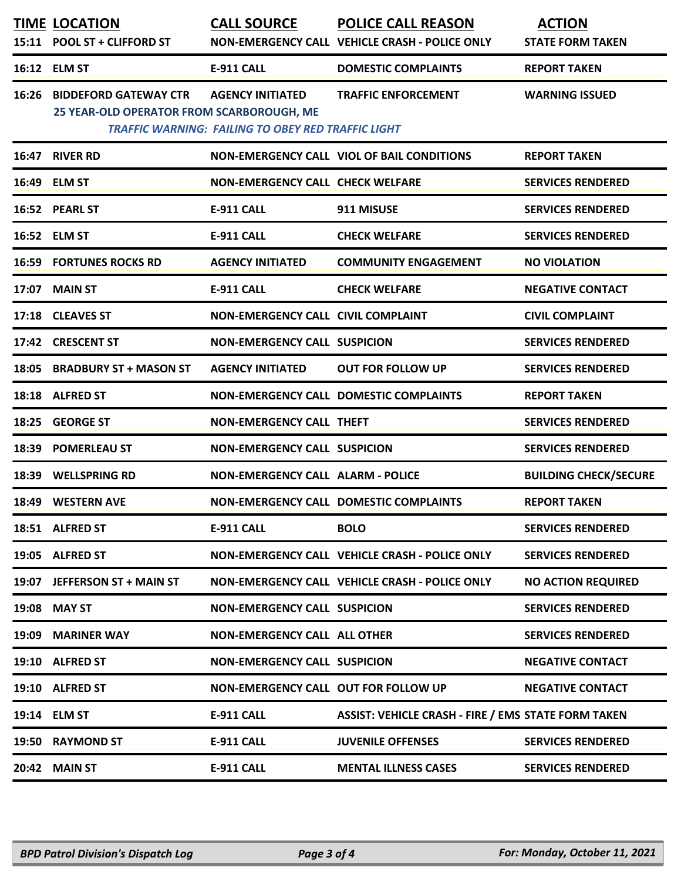| TIME | LOCATION | CALL SOURCE | POLICE CALL REASON | ACTION |
|---|---|---|---|---|
| 15:11 | POOL ST + CLIFFORD ST | NON-EMERGENCY CALL | VEHICLE CRASH - POLICE ONLY | STATE FORM TAKEN |
| 16:12 | ELM ST | E-911 CALL | DOMESTIC COMPLAINTS | REPORT TAKEN |
| 16:26 | BIDDEFORD GATEWAY CTR | AGENCY INITIATED | TRAFFIC ENFORCEMENT | WARNING ISSUED |
| | 25 YEAR-OLD OPERATOR FROM SCARBOROUGH, ME *TRAFFIC WARNING: FAILING TO OBEY RED TRAFFIC LIGHT* | | | |
| 16:47 | RIVER RD | NON-EMERGENCY CALL | VIOL OF BAIL CONDITIONS | REPORT TAKEN |
| 16:49 | ELM ST | NON-EMERGENCY CALL | CHECK WELFARE | SERVICES RENDERED |
| 16:52 | PEARL ST | E-911 CALL | 911 MISUSE | SERVICES RENDERED |
| 16:52 | ELM ST | E-911 CALL | CHECK WELFARE | SERVICES RENDERED |
| 16:59 | FORTUNES ROCKS RD | AGENCY INITIATED | COMMUNITY ENGAGEMENT | NO VIOLATION |
| 17:07 | MAIN ST | E-911 CALL | CHECK WELFARE | NEGATIVE CONTACT |
| 17:18 | CLEAVES ST | NON-EMERGENCY CALL | CIVIL COMPLAINT | CIVIL COMPLAINT |
| 17:42 | CRESCENT ST | NON-EMERGENCY CALL | SUSPICION | SERVICES RENDERED |
| 18:05 | BRADBURY ST + MASON ST | AGENCY INITIATED | OUT FOR FOLLOW UP | SERVICES RENDERED |
| 18:18 | ALFRED ST | NON-EMERGENCY CALL | DOMESTIC COMPLAINTS | REPORT TAKEN |
| 18:25 | GEORGE ST | NON-EMERGENCY CALL | THEFT | SERVICES RENDERED |
| 18:39 | POMERLEAU ST | NON-EMERGENCY CALL | SUSPICION | SERVICES RENDERED |
| 18:39 | WELLSPRING RD | NON-EMERGENCY CALL | ALARM - POLICE | BUILDING CHECK/SECURE |
| 18:49 | WESTERN AVE | NON-EMERGENCY CALL | DOMESTIC COMPLAINTS | REPORT TAKEN |
| 18:51 | ALFRED ST | E-911 CALL | BOLO | SERVICES RENDERED |
| 19:05 | ALFRED ST | NON-EMERGENCY CALL | VEHICLE CRASH - POLICE ONLY | SERVICES RENDERED |
| 19:07 | JEFFERSON ST + MAIN ST | NON-EMERGENCY CALL | VEHICLE CRASH - POLICE ONLY | NO ACTION REQUIRED |
| 19:08 | MAY ST | NON-EMERGENCY CALL | SUSPICION | SERVICES RENDERED |
| 19:09 | MARINER WAY | NON-EMERGENCY CALL | ALL OTHER | SERVICES RENDERED |
| 19:10 | ALFRED ST | NON-EMERGENCY CALL | SUSPICION | NEGATIVE CONTACT |
| 19:10 | ALFRED ST | NON-EMERGENCY CALL | OUT FOR FOLLOW UP | NEGATIVE CONTACT |
| 19:14 | ELM ST | E-911 CALL | ASSIST: VEHICLE CRASH - FIRE / EMS | STATE FORM TAKEN |
| 19:50 | RAYMOND ST | E-911 CALL | JUVENILE OFFENSES | SERVICES RENDERED |
| 20:42 | MAIN ST | E-911 CALL | MENTAL ILLNESS CASES | SERVICES RENDERED |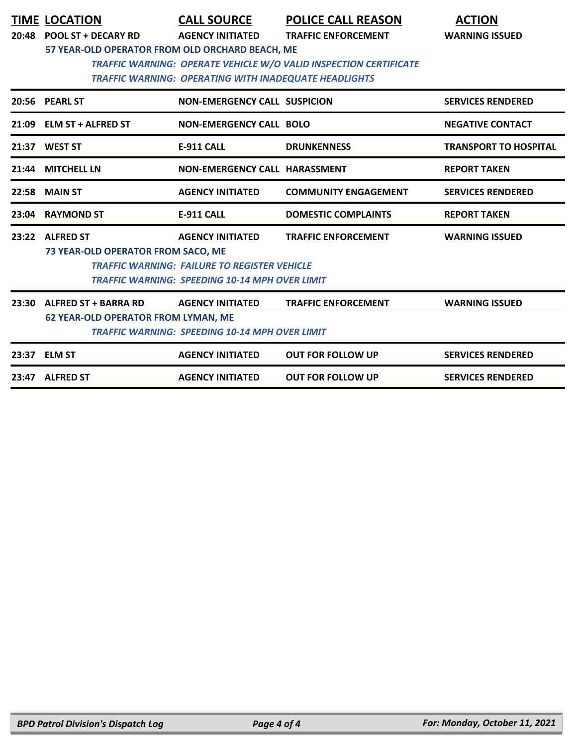| TIME | LOCATION | CALL SOURCE | POLICE CALL REASON | ACTION |
|---|---|---|---|---|
| 20:48 | POOL ST + DECARY RD | AGENCY INITIATED | TRAFFIC ENFORCEMENT | WARNING ISSUED |
| | 57 YEAR-OLD OPERATOR FROM OLD ORCHARD BEACH, ME | | | |
| | | *TRAFFIC WARNING: OPERATE VEHICLE W/O VALID INSPECTION CERTIFICATE* | | |
| | | *TRAFFIC WARNING: OPERATING WITH INADEQUATE HEADLIGHTS* | | |
| 20:56 | PEARL ST | NON-EMERGENCY CALL | SUSPICION | SERVICES RENDERED |
| 21:09 | ELM ST + ALFRED ST | NON-EMERGENCY CALL | BOLO | NEGATIVE CONTACT |
| 21:37 | WEST ST | E-911 CALL | DRUNKENNESS | TRANSPORT TO HOSPITAL |
| 21:44 | MITCHELL LN | NON-EMERGENCY CALL | HARASSMENT | REPORT TAKEN |
| 22:58 | MAIN ST | AGENCY INITIATED | COMMUNITY ENGAGEMENT | SERVICES RENDERED |
| 23:04 | RAYMOND ST | E-911 CALL | DOMESTIC COMPLAINTS | REPORT TAKEN |
| 23:22 | ALFRED ST | AGENCY INITIATED | TRAFFIC ENFORCEMENT | WARNING ISSUED |
| | 73 YEAR-OLD OPERATOR FROM SACO, ME | | | |
| | | *TRAFFIC WARNING: FAILURE TO REGISTER VEHICLE* | | |
| | | *TRAFFIC WARNING: SPEEDING 10-14 MPH OVER LIMIT* | | |
| 23:30 | ALFRED ST + BARRA RD | AGENCY INITIATED | TRAFFIC ENFORCEMENT | WARNING ISSUED |
| | 62 YEAR-OLD OPERATOR FROM LYMAN, ME | | | |
| | | *TRAFFIC WARNING: SPEEDING 10-14 MPH OVER LIMIT* | | |
| 23:37 | ELM ST | AGENCY INITIATED | OUT FOR FOLLOW UP | SERVICES RENDERED |
| 23:47 | ALFRED ST | AGENCY INITIATED | OUT FOR FOLLOW UP | SERVICES RENDERED |